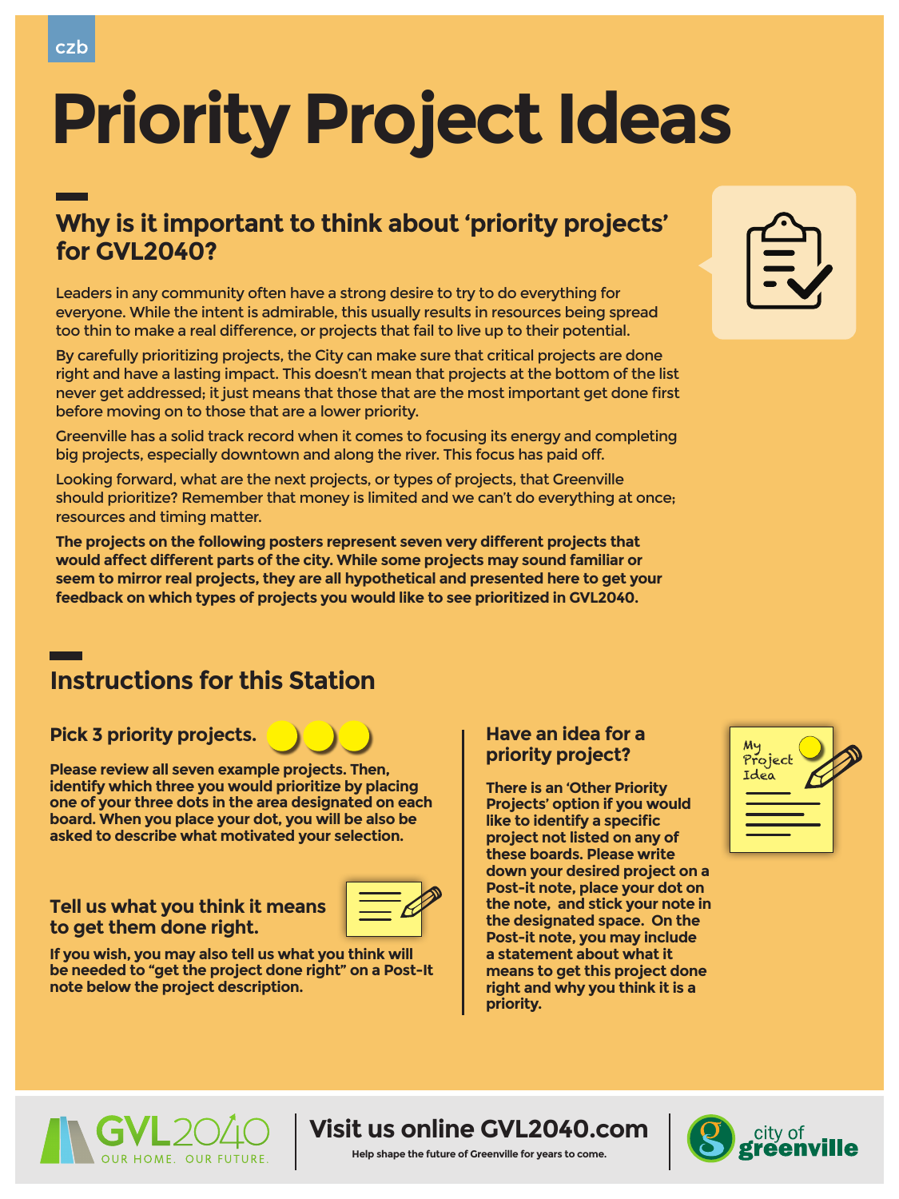czb

# Priority Project Ideas

## Why is it important to think about 'priority projects' for GVL2040?

Leaders in any community often have a strong desire to try to do everything for everyone. While the intent is admirable, this usually results in resources being spread too thin to make a real difference, or projects that fail to live up to their potential.

By carefully prioritizing projects, the City can make sure that critical projects are done right and have a lasting impact. This doesn't mean that projects at the bottom of the list never get addressed; it just means that those that are the most important get done first before moving on to those that are a lower priority.

Greenville has a solid track record when it comes to focusing its energy and completing big projects, especially downtown and along the river. This focus has paid off.

Looking forward, what are the next projects, or types of projects, that Greenville should prioritize? Remember that money is limited and we can't do everything at once; resources and timing matter.

**The projects on the following posters represent seven very different projects that would affect different parts of the city. While some projects may sound familiar or seem to mirror real projects, they are all hypothetical and presented here to get your feedback on which types of projects you would like to see prioritized in GVL2040.**

## Instructions for this Station

### Pick 3 priority projects.

**Please review all seven example projects. Then, identify which three you would prioritize by placing one of your three dots in the area designated on each board. When you place your dot, you will be also be asked to describe what motivated your selection.**

### Tell us what you think it means to get them done right.

**If you wish, you may also tell us what you think will be needed to "get the project done right" on a Post-It note below the project description.**

### Have an idea for a priority project?

**There is an 'Other Priority Projects' option if you would like to identify a specific project not listed on any of these boards. Please write down your desired project on a Post-it note, place your dot on the note, and stick your note in the designated space. On the Post-it note, you may include a statement about what it means to get this project done right and why you think it is a priority.**

My Project Idea

GVL2040 OUR HOME. OUR FUTURE.

**Visit us online GVL2040.com**

Help shape the future of Greenville for years to come.

city of greenville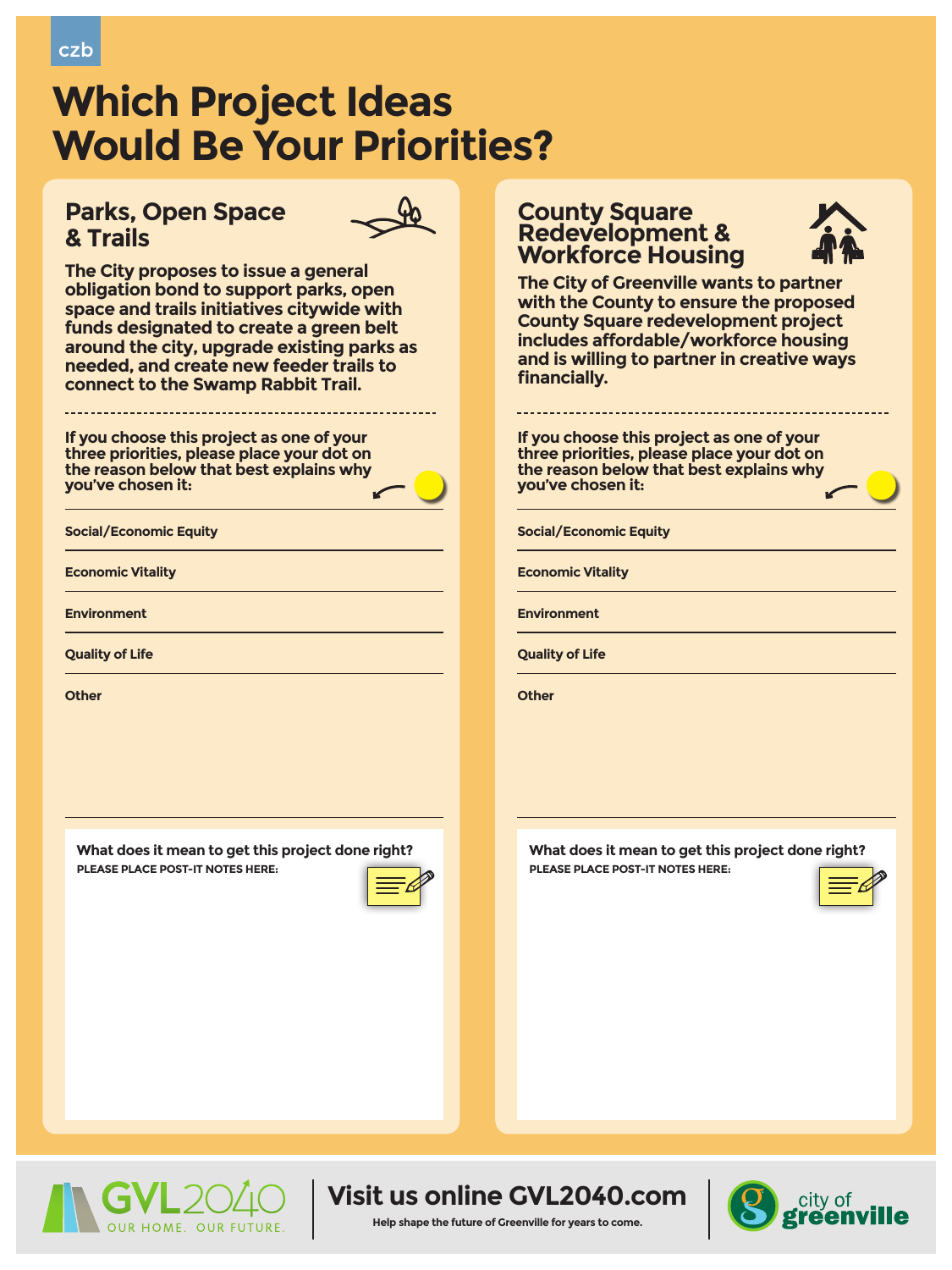czb

# Which Project Ideas Would Be Your Priorities?

## Parks, Open Space & Trails

**The City proposes to issue a general obligation bond to support parks, open space and trails initiatives citywide with funds designated to create a green belt around the city, upgrade existing parks as needed, and create new feeder trails to connect to the Swamp Rabbit Trail.**

**If you choose this project as one of your three priorities, please place your dot on the reason below that best explains why you've chosen it:**

- Social/Economic Equity
- Economic Vitality
- Environment
- Quality of Life
- Other

**What does it mean to get this project done right?**

PLEASE PLACE POST-IT NOTES HERE:

## County Square Redevelopment & Workforce Housing

**The City of Greenville wants to partner with the County to ensure the proposed County Square redevelopment project includes affordable/workforce housing and is willing to partner in creative ways financially.**

**If you choose this project as one of your three priorities, please place your dot on the reason below that best explains why you've chosen it:**

- Social/Economic Equity
- Economic Vitality
- Environment
- Quality of Life
- Other

**What does it mean to get this project done right?**

PLEASE PLACE POST-IT NOTES HERE:

GVL2040 OUR HOME. OUR FUTURE.

**Visit us online GVL2040.com**

Help shape the future of Greenville for years to come.

city of greenville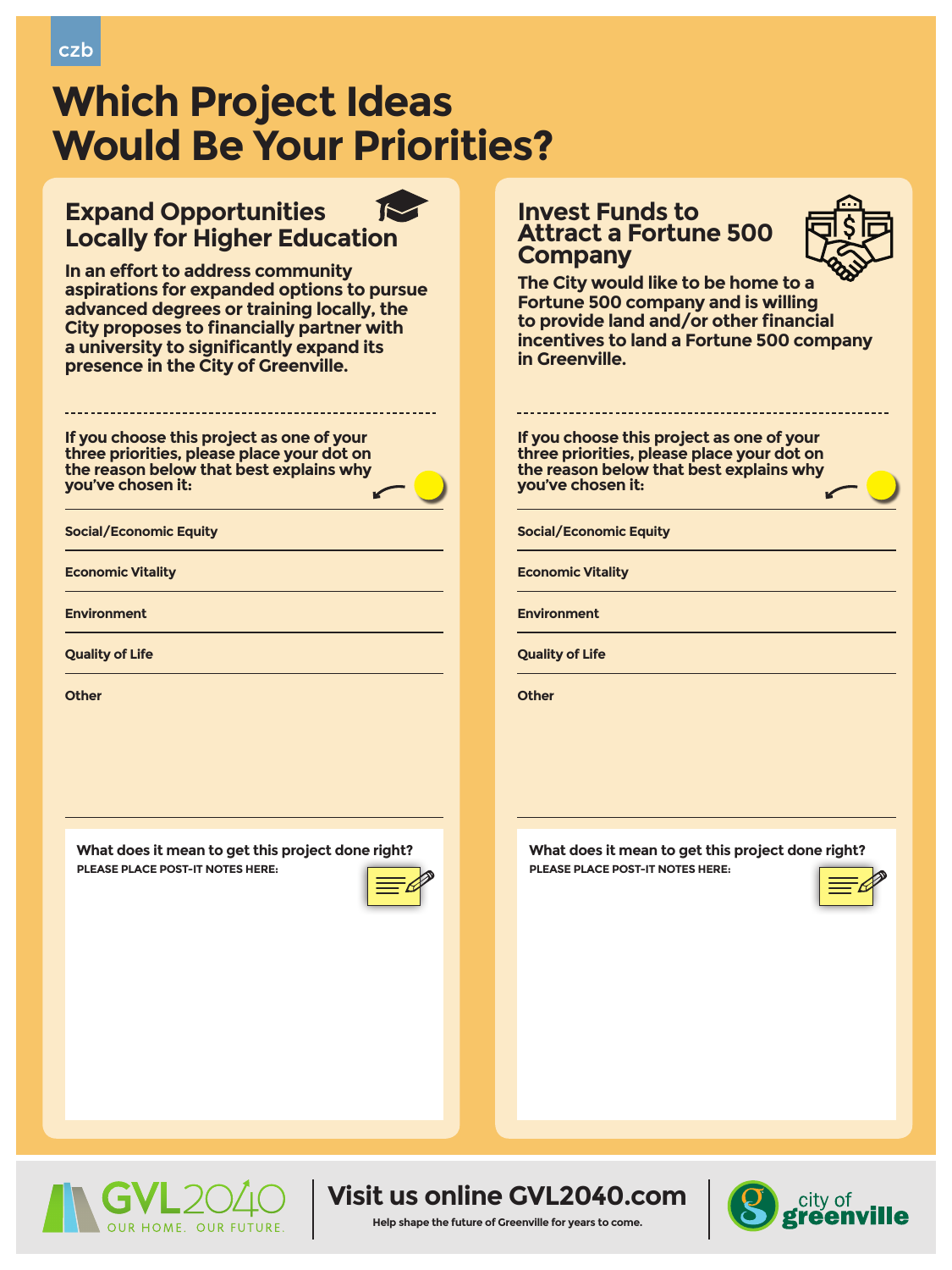czb

# Which Project Ideas Would Be Your Priorities?

## Expand Opportunities Locally for Higher Education

**In an effort to address community aspirations for expanded options to pursue advanced degrees or training locally, the City proposes to financially partner with a university to significantly expand its presence in the City of Greenville.**

**If you choose this project as one of your three priorities, please place your dot on the reason below that best explains why you've chosen it:**

- **Social/Economic Equity**
- **Economic Vitality**
- **Environment**
- **Quality of Life**
- **Other**

**What does it mean to get this project done right?**

PLEASE PLACE POST-IT NOTES HERE:

## Invest Funds to Attract a Fortune 500 Company

**The City would like to be home to a Fortune 500 company and is willing to provide land and/or other financial incentives to land a Fortune 500 company in Greenville.**

**If you choose this project as one of your three priorities, please place your dot on the reason below that best explains why you've chosen it:**

- **Social/Economic Equity**
- **Economic Vitality**
- **Environment**
- **Quality of Life**
- **Other**

**What does it mean to get this project done right?**

PLEASE PLACE POST-IT NOTES HERE:

GVL2040 OUR HOME. OUR FUTURE.

**Visit us online GVL2040.com**

Help shape the future of Greenville for years to come.

city of greenville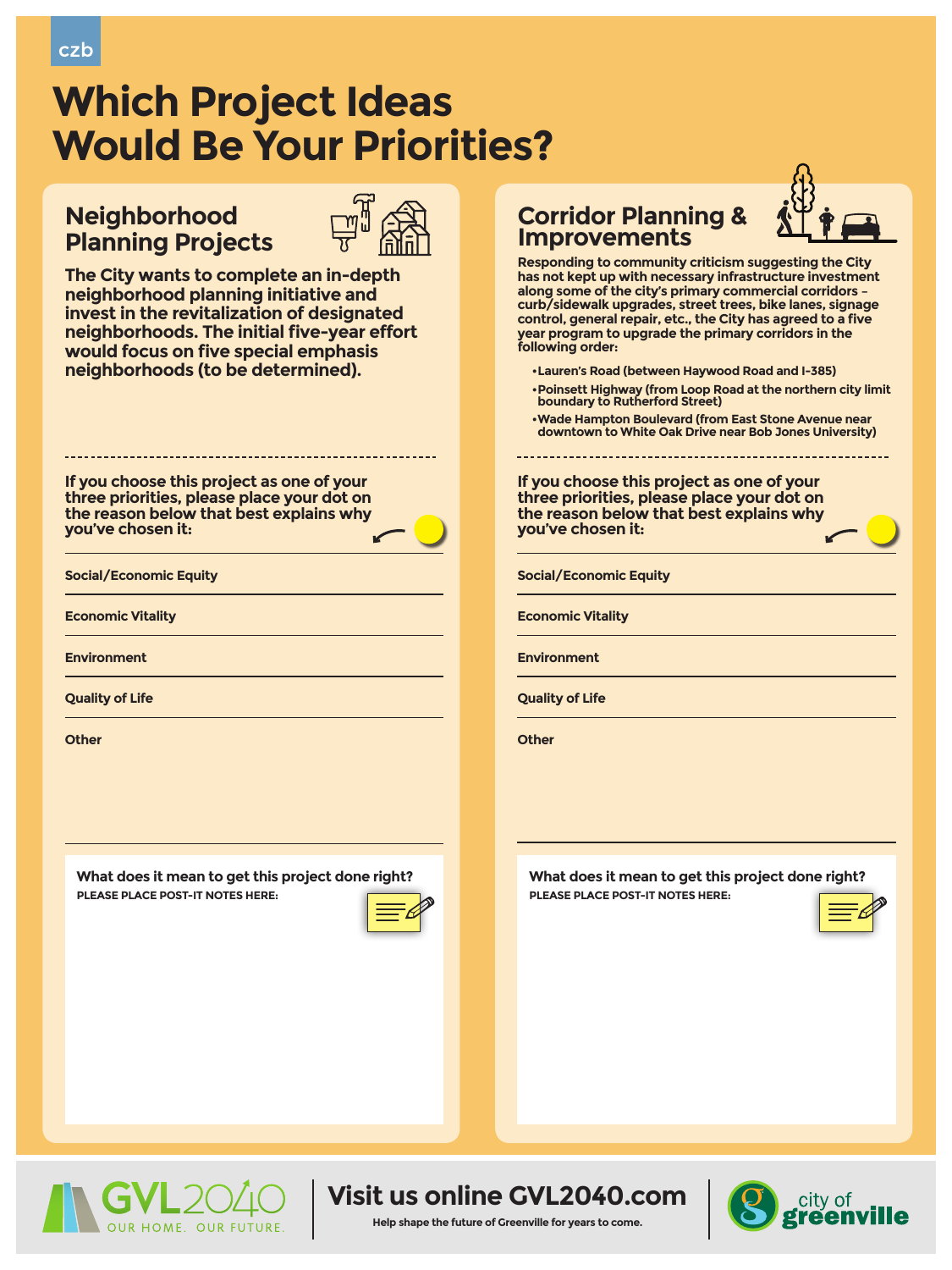czb

# Which Project Ideas Would Be Your Priorities?

## Neighborhood Planning Projects

**The City wants to complete an in-depth neighborhood planning initiative and invest in the revitalization of designated neighborhoods. The initial five-year effort would focus on five special emphasis neighborhoods (to be determined).**

**If you choose this project as one of your three priorities, please place your dot on the reason below that best explains why you've chosen it:**

- Social/Economic Equity
- Economic Vitality
- Environment
- Quality of Life
- Other

**What does it mean to get this project done right?**

PLEASE PLACE POST-IT NOTES HERE:

## Corridor Planning & Improvements

**Responding to community criticism suggesting the City has not kept up with necessary infrastructure investment along some of the city's primary commercial corridors – curb/sidewalk upgrades, street trees, bike lanes, signage control, general repair, etc., the City has agreed to a five year program to upgrade the primary corridors in the following order:**

- Lauren's Road (between Haywood Road and I-385)
- Poinsett Highway (from Loop Road at the northern city limit boundary to Rutherford Street)
- Wade Hampton Boulevard (from East Stone Avenue near downtown to White Oak Drive near Bob Jones University)

**If you choose this project as one of your three priorities, please place your dot on the reason below that best explains why you've chosen it:**

- Social/Economic Equity
- Economic Vitality
- Environment
- Quality of Life
- Other

**What does it mean to get this project done right?**

PLEASE PLACE POST-IT NOTES HERE:

GVL2040 OUR HOME. OUR FUTURE.

**Visit us online GVL2040.com**

Help shape the future of Greenville for years to come.

city of greenville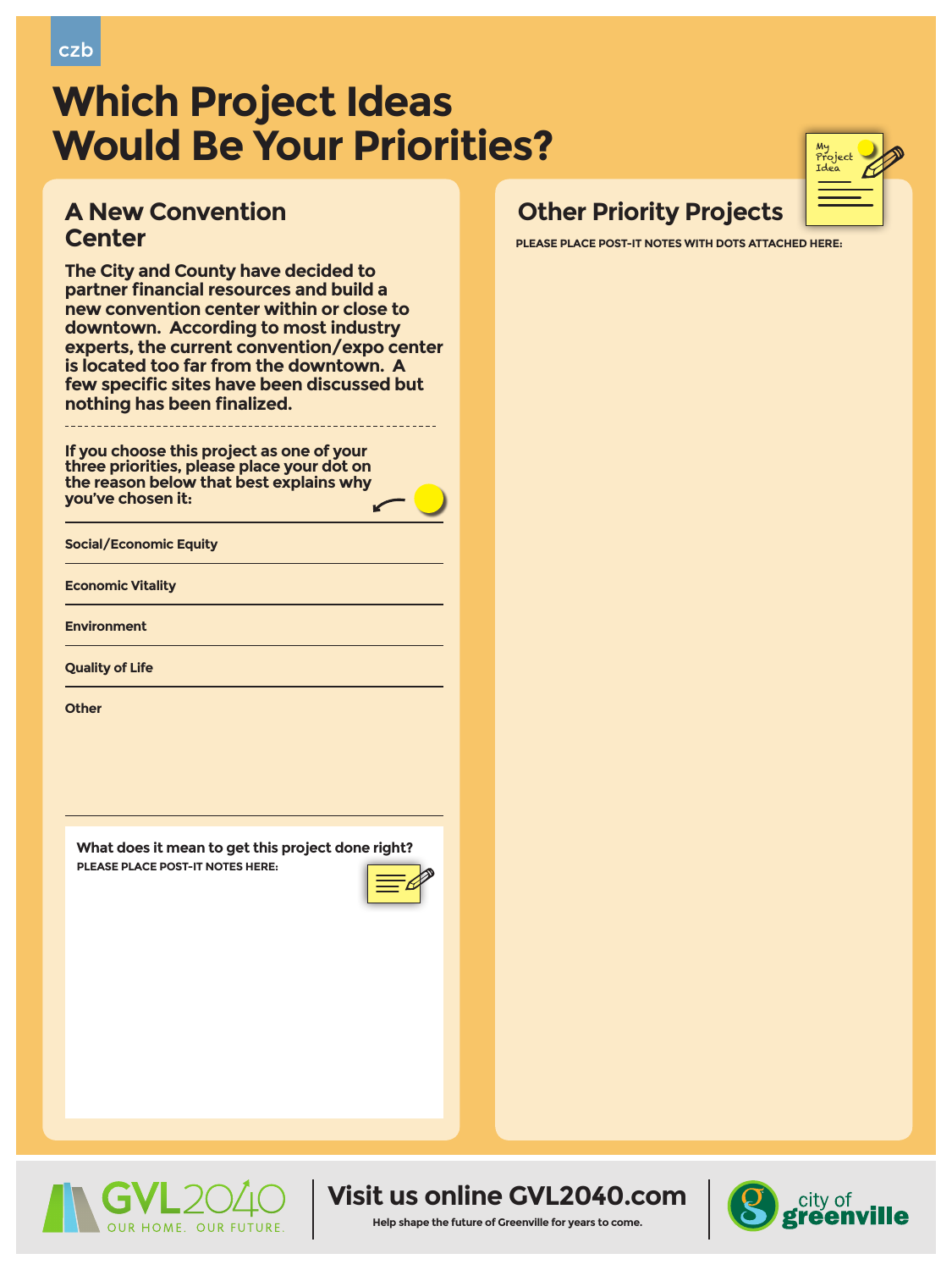czb

# Which Project Ideas Would Be Your Priorities?

## A New Convention Center

**The City and County have decided to partner financial resources and build a new convention center within or close to downtown. According to most industry experts, the current convention/expo center is located too far from the downtown. A few specific sites have been discussed but nothing has been finalized.**

**If you choose this project as one of your three priorities, please place your dot on the reason below that best explains why you've chosen it:**

- **Social/Economic Equity**
- **Economic Vitality**
- **Environment**
- **Quality of Life**
- **Other**

**What does it mean to get this project done right?**
PLEASE PLACE POST-IT NOTES HERE:

## Other Priority Projects

PLEASE PLACE POST-IT NOTES WITH DOTS ATTACHED HERE:

My Project Idea

GVL2040 OUR HOME. OUR FUTURE.

**Visit us online GVL2040.com**

Help shape the future of Greenville for years to come.

city of greenville